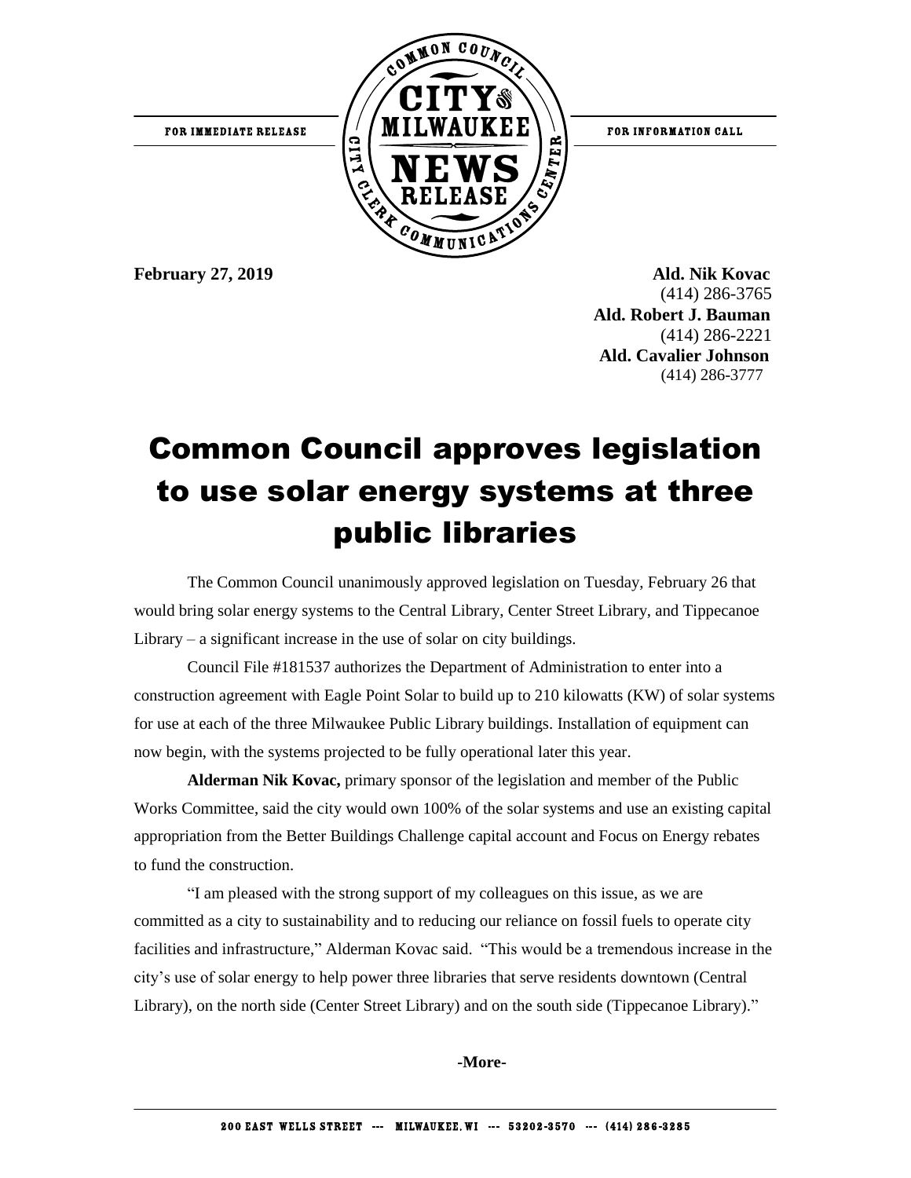FOR IMMEDIATE RELEASE

COMMON COUNCIL CITY OF MILWAUKEE NEWS RELEASE CITY CLERK COMMUNICATIONS CENTER

FOR INFORMATION CALL

**February 27, 2019**

**Ald. Nik Kovac**
(414) 286-3765
**Ald. Robert J. Bauman**
(414) 286-2221
**Ald. Cavalier Johnson**
(414) 286-3777

# Common Council approves legislation to use solar energy systems at three public libraries

The Common Council unanimously approved legislation on Tuesday, February 26 that would bring solar energy systems to the Central Library, Center Street Library, and Tippecanoe Library – a significant increase in the use of solar on city buildings.

Council File #181537 authorizes the Department of Administration to enter into a construction agreement with Eagle Point Solar to build up to 210 kilowatts (KW) of solar systems for use at each of the three Milwaukee Public Library buildings. Installation of equipment can now begin, with the systems projected to be fully operational later this year.

**Alderman Nik Kovac,** primary sponsor of the legislation and member of the Public Works Committee, said the city would own 100% of the solar systems and use an existing capital appropriation from the Better Buildings Challenge capital account and Focus on Energy rebates to fund the construction.

"I am pleased with the strong support of my colleagues on this issue, as we are committed as a city to sustainability and to reducing our reliance on fossil fuels to operate city facilities and infrastructure," Alderman Kovac said. "This would be a tremendous increase in the city's use of solar energy to help power three libraries that serve residents downtown (Central Library), on the north side (Center Street Library) and on the south side (Tippecanoe Library)."

**-More-**

200 EAST WELLS STREET --- MILWAUKEE, WI --- 53202-3570 --- (414) 286-3285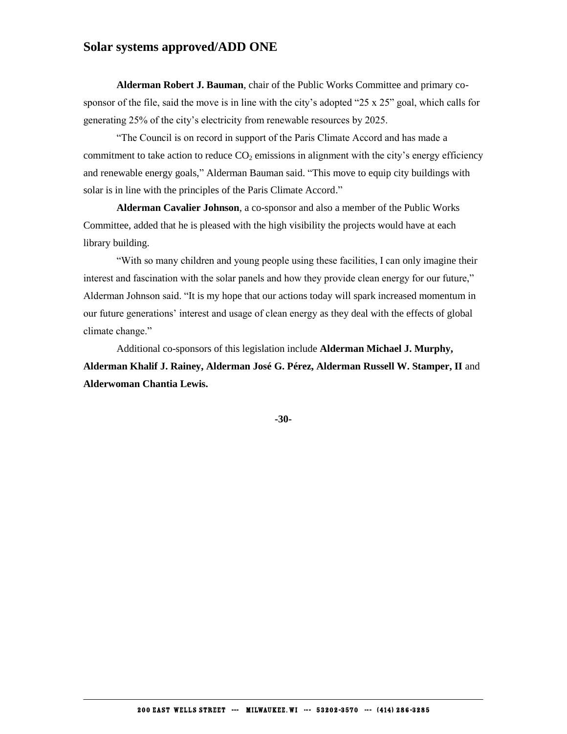## Solar systems approved/ADD ONE

**Alderman Robert J. Bauman**, chair of the Public Works Committee and primary co-sponsor of the file, said the move is in line with the city's adopted "25 x 25" goal, which calls for generating 25% of the city's electricity from renewable resources by 2025.

"The Council is on record in support of the Paris Climate Accord and has made a commitment to take action to reduce $CO_2$ emissions in alignment with the city's energy efficiency and renewable energy goals," Alderman Bauman said. "This move to equip city buildings with solar is in line with the principles of the Paris Climate Accord."

**Alderman Cavalier Johnson**, a co-sponsor and also a member of the Public Works Committee, added that he is pleased with the high visibility the projects would have at each library building.

"With so many children and young people using these facilities, I can only imagine their interest and fascination with the solar panels and how they provide clean energy for our future," Alderman Johnson said. "It is my hope that our actions today will spark increased momentum in our future generations' interest and usage of clean energy as they deal with the effects of global climate change."

Additional co-sponsors of this legislation include **Alderman Michael J. Murphy, Alderman Khalif J. Rainey, Alderman José G. Pérez, Alderman Russell W. Stamper, II** and **Alderwoman Chantia Lewis.**

**-30-**